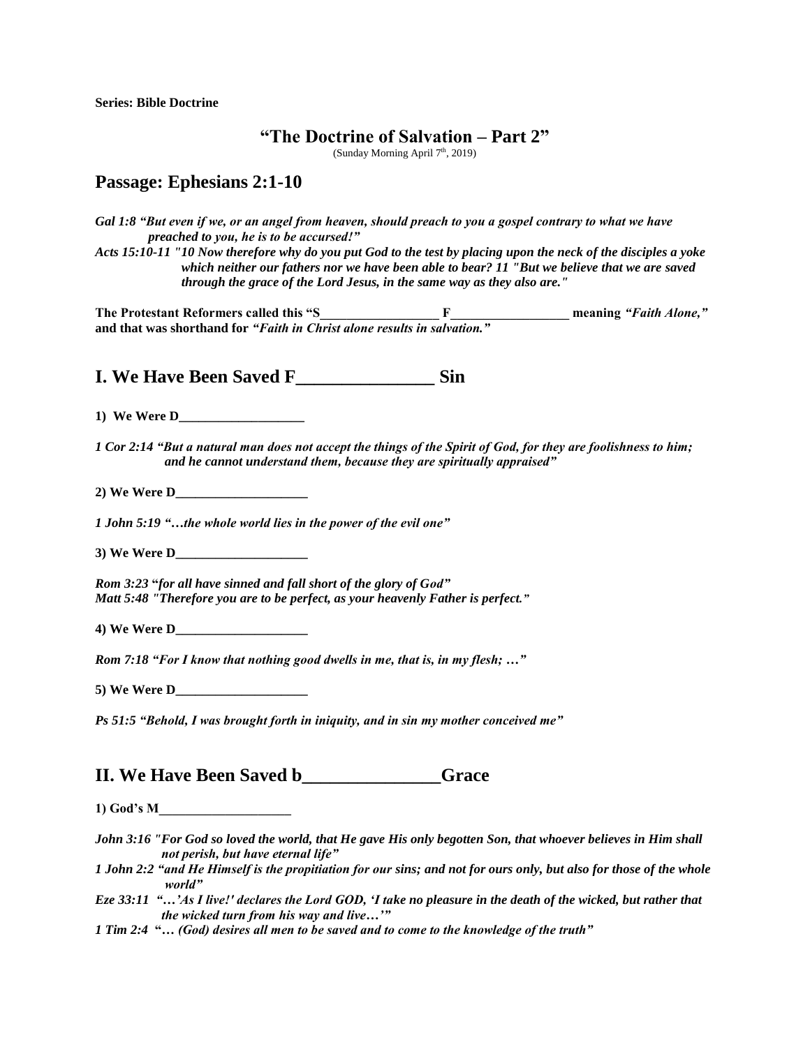**Series: Bible Doctrine**

# "The Doctrine of Salvation – Part 2"

(Sunday Morning April 7th, 2019)

## Passage: Ephesians 2:1-10

***Gal 1:8 "But even if we, or an angel from heaven, should preach to you a gospel contrary to what we have preached to you, he is to be accursed!"***

***Acts 15:10-11 "10 Now therefore why do you put God to the test by placing upon the neck of the disciples a yoke which neither our fathers nor we have been able to bear? 11 "But we believe that we are saved through the grace of the Lord Jesus, in the same way as they also are."***

**The Protestant Reformers called this "S__________________ F__________________ meaning *"Faith Alone,"* and that was shorthand for *"Faith in Christ alone results in salvation."***

## I. We Have Been Saved F_______________ Sin

**1) We Were D___________________**

***1 Cor 2:14 "But a natural man does not accept the things of the Spirit of God, for they are foolishness to him; and he cannot understand them, because they are spiritually appraised"***

**2) We Were D____________________**

***1 John 5:19 "…the whole world lies in the power of the evil one"***

**3) We Were D____________________**

***Rom 3:23 "for all have sinned and fall short of the glory of God"***
***Matt 5:48 "Therefore you are to be perfect, as your heavenly Father is perfect."***

**4) We Were D____________________**

***Rom 7:18 "For I know that nothing good dwells in me, that is, in my flesh; …"***

**5) We Were D____________________**

***Ps 51:5 "Behold, I was brought forth in iniquity, and in sin my mother conceived me"***

## II. We Have Been Saved b_______________Grace

**1) God's M____________________**

***John 3:16 "For God so loved the world, that He gave His only begotten Son, that whoever believes in Him shall not perish, but have eternal life"***

***1 John 2:2 "and He Himself is the propitiation for our sins; and not for ours only, but also for those of the whole world"***

***Eze 33:11 "…'As I live!' declares the Lord GOD, 'I take no pleasure in the death of the wicked, but rather that the wicked turn from his way and live…'"***

***1 Tim 2:4 "… (God) desires all men to be saved and to come to the knowledge of the truth"***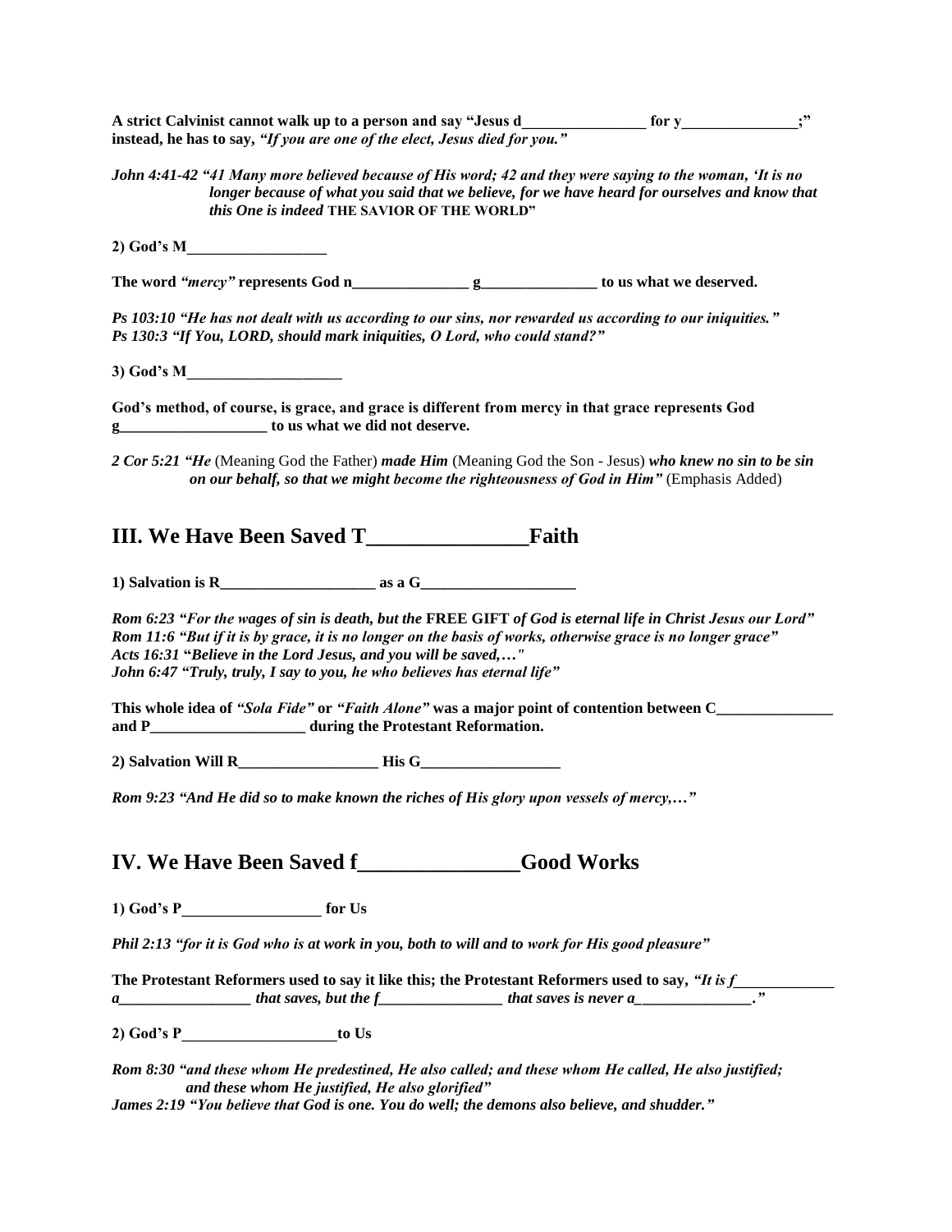**A strict Calvinist cannot walk up to a person and say "Jesus d________________ for y_______________;" instead, he has to say, *"If you are one of the elect, Jesus died for you."***

*John 4:41-42 "41 Many more believed because of His word; 42 and they were saying to the woman, 'It is no longer because of what you said that we believe, for we have heard for ourselves and know that this One is indeed* **THE SAVIOR OF THE WORLD"**

**2) God's M__________________**

**The word *"mercy"* represents God n_______________ g_______________ to us what we deserved.**

***Ps 103:10 "He has not dealt with us according to our sins, nor rewarded us according to our iniquities."***
***Ps 130:3 "If You, LORD, should mark iniquities, O Lord, who could stand?"***

**3) God's M____________________**

**God's method, of course, is grace, and grace is different from mercy in that grace represents God g___________________ to us what we did not deserve.**

***2 Cor 5:21 "He*** (Meaning God the Father) ***made Him*** (Meaning God the Son - Jesus) ***who knew no sin to be sin on our behalf, so that we might become the righteousness of God in Him"*** (Emphasis Added)

## III. We Have Been Saved T_______________Faith

**1) Salvation is R____________________ as a G____________________**

***Rom 6:23 "For the wages of sin is death, but the* FREE GIFT *of God is eternal life in Christ Jesus our Lord"***
***Rom 11:6 "But if it is by grace, it is no longer on the basis of works, otherwise grace is no longer grace"***
***Acts 16:31 "Believe in the Lord Jesus, and you will be saved,…"***
***John 6:47 "Truly, truly, I say to you, he who believes has eternal life"***

**This whole idea of *"Sola Fide"* or *"Faith Alone"* was a major point of contention between C_______________ and P____________________ during the Protestant Reformation.**

**2) Salvation Will R__________________ His G__________________**

***Rom 9:23 "And He did so to make known the riches of His glory upon vessels of mercy,…"***

## IV. We Have Been Saved f_______________Good Works

**1) God's P__________________ for Us**

***Phil 2:13 "for it is God who is at work in you, both to will and to work for His good pleasure"***

**The Protestant Reformers used to say it like this; the Protestant Reformers used to say, *"It is f_____________ a_________________ that saves, but the f________________ that saves is never a_______________."***

**2) God's P____________________to Us**

***Rom 8:30 "and these whom He predestined, He also called; and these whom He called, He also justified; and these whom He justified, He also glorified"***
***James 2:19 "You believe that God is one. You do well; the demons also believe, and shudder."***